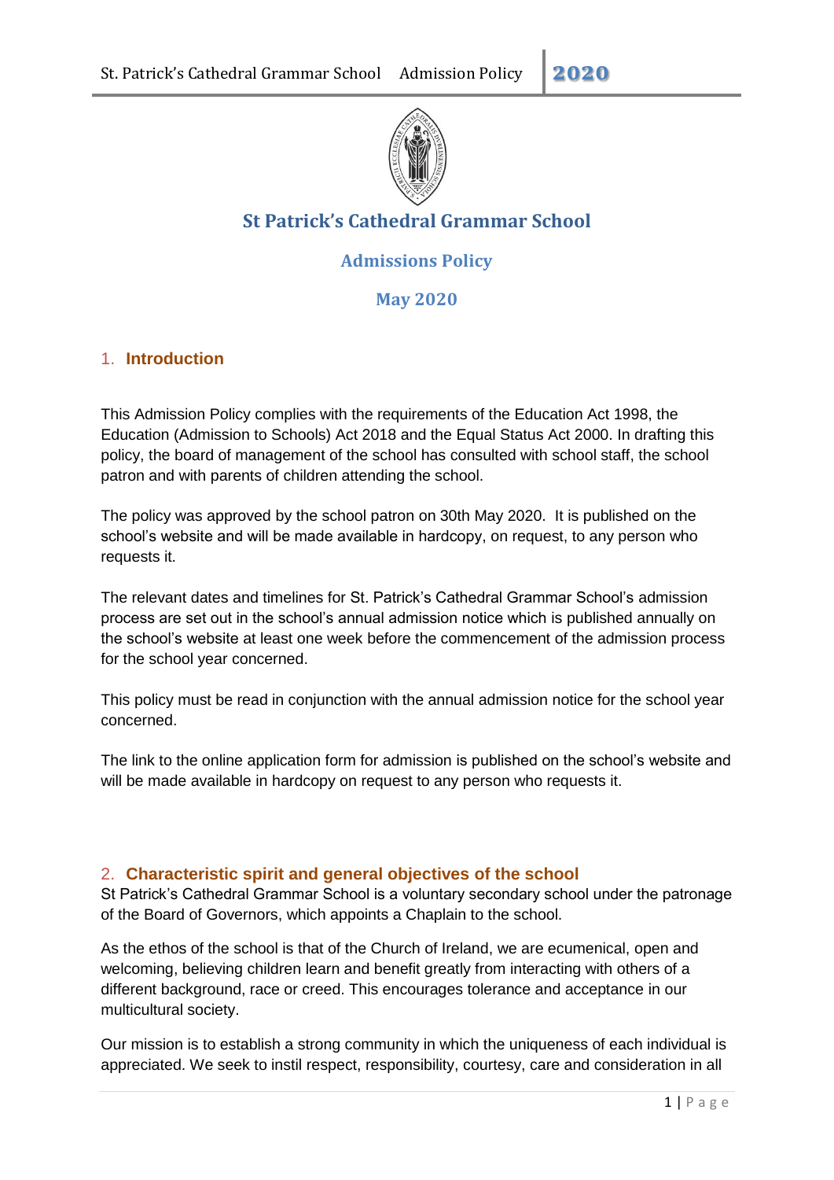# St Patrick's Cathedral Grammar School

## Admissions Policy

## May 2020

## 1. Introduction

This Admission Policy complies with the requirements of the Education Act 1998, the Education (Admission to Schools) Act 2018 and the Equal Status Act 2000. In drafting this policy, the board of management of the school has consulted with school staff, the school patron and with parents of children attending the school.

The policy was approved by the school patron on 30th May 2020. It is published on the school's website and will be made available in hardcopy, on request, to any person who requests it.

The relevant dates and timelines for St. Patrick's Cathedral Grammar School's admission process are set out in the school's annual admission notice which is published annually on the school's website at least one week before the commencement of the admission process for the school year concerned.

This policy must be read in conjunction with the annual admission notice for the school year concerned.

The link to the online application form for admission is published on the school's website and will be made available in hardcopy on request to any person who requests it.

## 2. Characteristic spirit and general objectives of the school

St Patrick's Cathedral Grammar School is a voluntary secondary school under the patronage of the Board of Governors, which appoints a Chaplain to the school.

As the ethos of the school is that of the Church of Ireland, we are ecumenical, open and welcoming, believing children learn and benefit greatly from interacting with others of a different background, race or creed. This encourages tolerance and acceptance in our multicultural society.

Our mission is to establish a strong community in which the uniqueness of each individual is appreciated. We seek to instil respect, responsibility, courtesy, care and consideration in all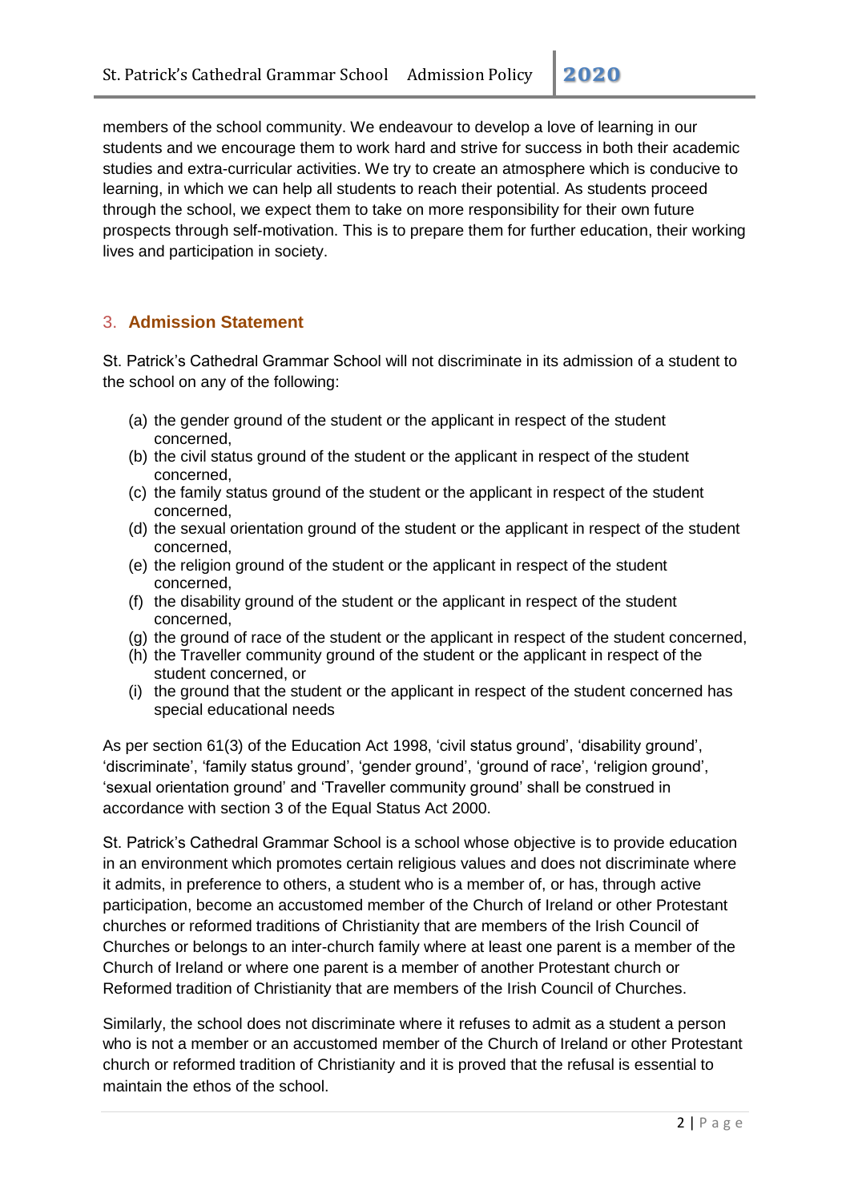members of the school community. We endeavour to develop a love of learning in our students and we encourage them to work hard and strive for success in both their academic studies and extra-curricular activities. We try to create an atmosphere which is conducive to learning, in which we can help all students to reach their potential. As students proceed through the school, we expect them to take on more responsibility for their own future prospects through self-motivation. This is to prepare them for further education, their working lives and participation in society.

## 3. Admission Statement

St. Patrick's Cathedral Grammar School will not discriminate in its admission of a student to the school on any of the following:

(a) the gender ground of the student or the applicant in respect of the student concerned,
(b) the civil status ground of the student or the applicant in respect of the student concerned,
(c) the family status ground of the student or the applicant in respect of the student concerned,
(d) the sexual orientation ground of the student or the applicant in respect of the student concerned,
(e) the religion ground of the student or the applicant in respect of the student concerned,
(f) the disability ground of the student or the applicant in respect of the student concerned,
(g) the ground of race of the student or the applicant in respect of the student concerned,
(h) the Traveller community ground of the student or the applicant in respect of the student concerned, or
(i) the ground that the student or the applicant in respect of the student concerned has special educational needs

As per section 61(3) of the Education Act 1998, 'civil status ground', 'disability ground', 'discriminate', 'family status ground', 'gender ground', 'ground of race', 'religion ground', 'sexual orientation ground' and 'Traveller community ground' shall be construed in accordance with section 3 of the Equal Status Act 2000.

St. Patrick's Cathedral Grammar School is a school whose objective is to provide education in an environment which promotes certain religious values and does not discriminate where it admits, in preference to others, a student who is a member of, or has, through active participation, become an accustomed member of the Church of Ireland or other Protestant churches or reformed traditions of Christianity that are members of the Irish Council of Churches or belongs to an inter-church family where at least one parent is a member of the Church of Ireland or where one parent is a member of another Protestant church or Reformed tradition of Christianity that are members of the Irish Council of Churches.

Similarly, the school does not discriminate where it refuses to admit as a student a person who is not a member or an accustomed member of the Church of Ireland or other Protestant church or reformed tradition of Christianity and it is proved that the refusal is essential to maintain the ethos of the school.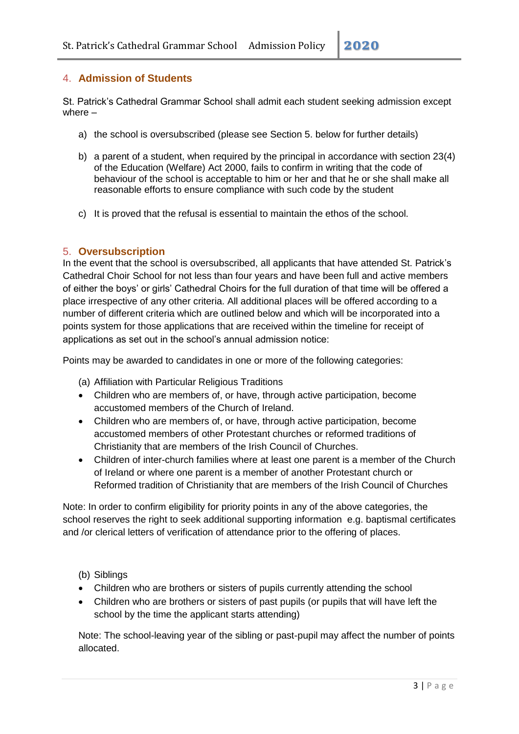## 4. Admission of Students

St. Patrick's Cathedral Grammar School shall admit each student seeking admission except where –

a) the school is oversubscribed (please see Section 5. below for further details)

b) a parent of a student, when required by the principal in accordance with section 23(4) of the Education (Welfare) Act 2000, fails to confirm in writing that the code of behaviour of the school is acceptable to him or her and that he or she shall make all reasonable efforts to ensure compliance with such code by the student

c) It is proved that the refusal is essential to maintain the ethos of the school.

## 5. Oversubscription

In the event that the school is oversubscribed, all applicants that have attended St. Patrick's Cathedral Choir School for not less than four years and have been full and active members of either the boys' or girls' Cathedral Choirs for the full duration of that time will be offered a place irrespective of any other criteria. All additional places will be offered according to a number of different criteria which are outlined below and which will be incorporated into a points system for those applications that are received within the timeline for receipt of applications as set out in the school's annual admission notice:

Points may be awarded to candidates in one or more of the following categories:

(a) Affiliation with Particular Religious Traditions

- Children who are members of, or have, through active participation, become accustomed members of the Church of Ireland.
- Children who are members of, or have, through active participation, become accustomed members of other Protestant churches or reformed traditions of Christianity that are members of the Irish Council of Churches.
- Children of inter-church families where at least one parent is a member of the Church of Ireland or where one parent is a member of another Protestant church or Reformed tradition of Christianity that are members of the Irish Council of Churches

Note: In order to confirm eligibility for priority points in any of the above categories, the school reserves the right to seek additional supporting information e.g. baptismal certificates and /or clerical letters of verification of attendance prior to the offering of places.

(b) Siblings

- Children who are brothers or sisters of pupils currently attending the school
- Children who are brothers or sisters of past pupils (or pupils that will have left the school by the time the applicant starts attending)

Note: The school-leaving year of the sibling or past-pupil may affect the number of points allocated.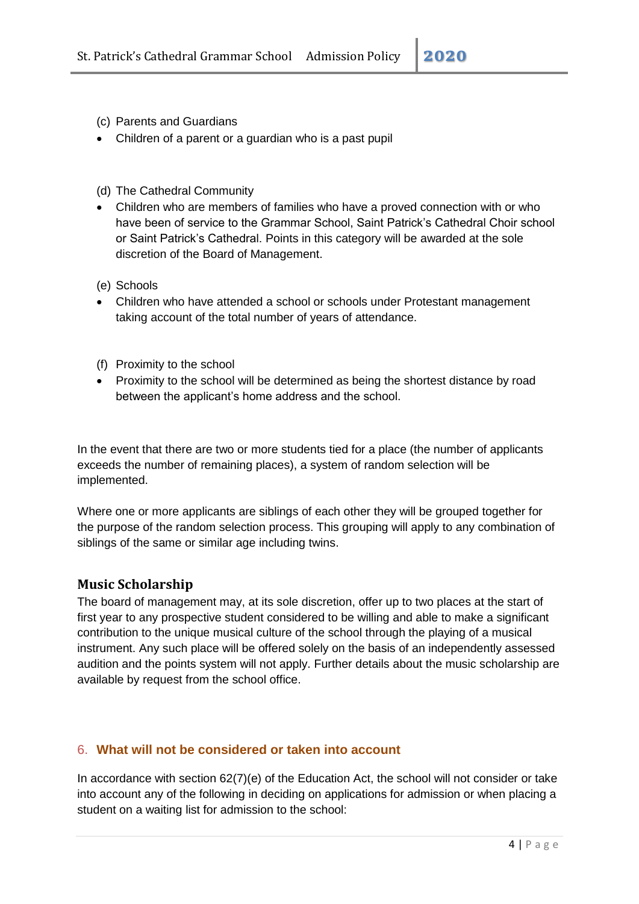(c) Parents and Guardians

- Children of a parent or a guardian who is a past pupil

(d) The Cathedral Community

- Children who are members of families who have a proved connection with or who have been of service to the Grammar School, Saint Patrick's Cathedral Choir school or Saint Patrick's Cathedral. Points in this category will be awarded at the sole discretion of the Board of Management.

(e) Schools

- Children who have attended a school or schools under Protestant management taking account of the total number of years of attendance.

(f) Proximity to the school

- Proximity to the school will be determined as being the shortest distance by road between the applicant's home address and the school.

In the event that there are two or more students tied for a place (the number of applicants exceeds the number of remaining places), a system of random selection will be implemented.

Where one or more applicants are siblings of each other they will be grouped together for the purpose of the random selection process. This grouping will apply to any combination of siblings of the same or similar age including twins.

### Music Scholarship

The board of management may, at its sole discretion, offer up to two places at the start of first year to any prospective student considered to be willing and able to make a significant contribution to the unique musical culture of the school through the playing of a musical instrument. Any such place will be offered solely on the basis of an independently assessed audition and the points system will not apply. Further details about the music scholarship are available by request from the school office.

## 6. What will not be considered or taken into account

In accordance with section 62(7)(e) of the Education Act, the school will not consider or take into account any of the following in deciding on applications for admission or when placing a student on a waiting list for admission to the school: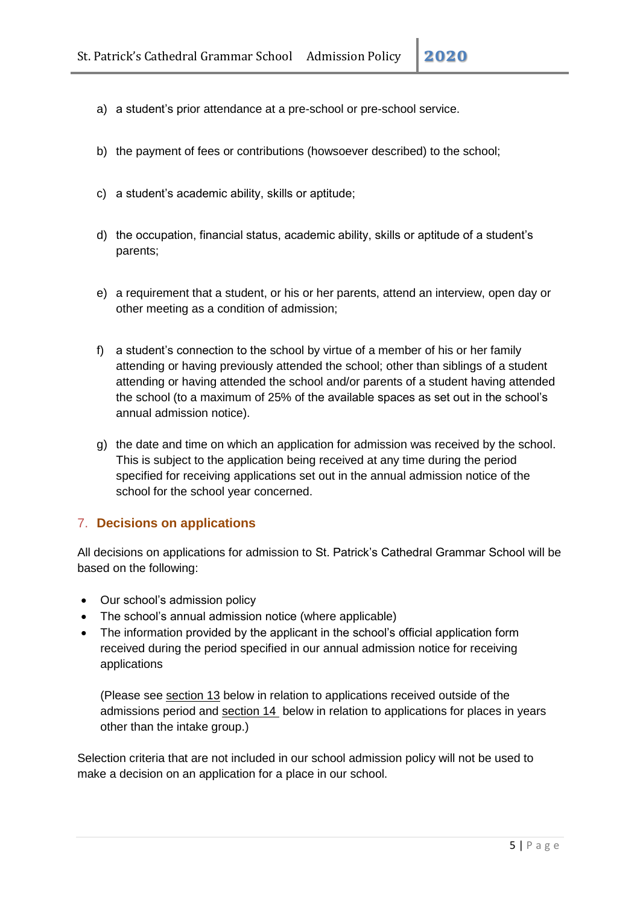a) a student's prior attendance at a pre-school or pre-school service.

b) the payment of fees or contributions (howsoever described) to the school;

c) a student's academic ability, skills or aptitude;

d) the occupation, financial status, academic ability, skills or aptitude of a student's parents;

e) a requirement that a student, or his or her parents, attend an interview, open day or other meeting as a condition of admission;

f) a student's connection to the school by virtue of a member of his or her family attending or having previously attended the school; other than siblings of a student attending or having attended the school and/or parents of a student having attended the school (to a maximum of 25% of the available spaces as set out in the school's annual admission notice).

g) the date and time on which an application for admission was received by the school. This is subject to the application being received at any time during the period specified for receiving applications set out in the annual admission notice of the school for the school year concerned.

## 7. Decisions on applications

All decisions on applications for admission to St. Patrick's Cathedral Grammar School will be based on the following:

- Our school's admission policy
- The school's annual admission notice (where applicable)
- The information provided by the applicant in the school's official application form received during the period specified in our annual admission notice for receiving applications

  (Please see section 13 below in relation to applications received outside of the admissions period and section 14 below in relation to applications for places in years other than the intake group.)

Selection criteria that are not included in our school admission policy will not be used to make a decision on an application for a place in our school.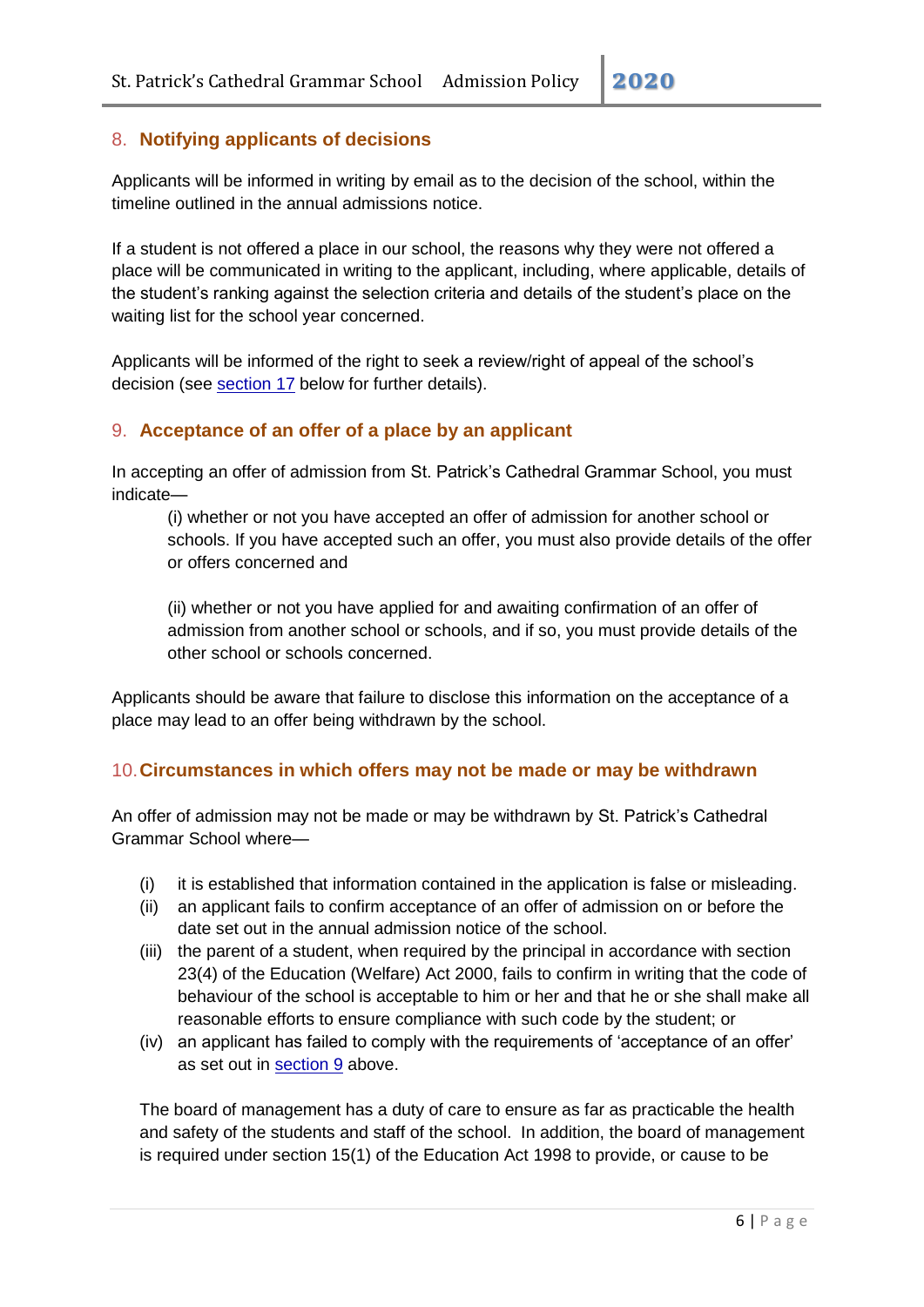## 8. Notifying applicants of decisions

Applicants will be informed in writing by email as to the decision of the school, within the timeline outlined in the annual admissions notice.

If a student is not offered a place in our school, the reasons why they were not offered a place will be communicated in writing to the applicant, including, where applicable, details of the student's ranking against the selection criteria and details of the student's place on the waiting list for the school year concerned.

Applicants will be informed of the right to seek a review/right of appeal of the school's decision (see section 17 below for further details).

## 9. Acceptance of an offer of a place by an applicant

In accepting an offer of admission from St. Patrick's Cathedral Grammar School, you must indicate—

> (i) whether or not you have accepted an offer of admission for another school or schools. If you have accepted such an offer, you must also provide details of the offer or offers concerned and
>
> (ii) whether or not you have applied for and awaiting confirmation of an offer of admission from another school or schools, and if so, you must provide details of the other school or schools concerned.

Applicants should be aware that failure to disclose this information on the acceptance of a place may lead to an offer being withdrawn by the school.

## 10. Circumstances in which offers may not be made or may be withdrawn

An offer of admission may not be made or may be withdrawn by St. Patrick's Cathedral Grammar School where—

- (i) it is established that information contained in the application is false or misleading.
- (ii) an applicant fails to confirm acceptance of an offer of admission on or before the date set out in the annual admission notice of the school.
- (iii) the parent of a student, when required by the principal in accordance with section 23(4) of the Education (Welfare) Act 2000, fails to confirm in writing that the code of behaviour of the school is acceptable to him or her and that he or she shall make all reasonable efforts to ensure compliance with such code by the student; or
- (iv) an applicant has failed to comply with the requirements of 'acceptance of an offer' as set out in section 9 above.

The board of management has a duty of care to ensure as far as practicable the health and safety of the students and staff of the school. In addition, the board of management is required under section 15(1) of the Education Act 1998 to provide, or cause to be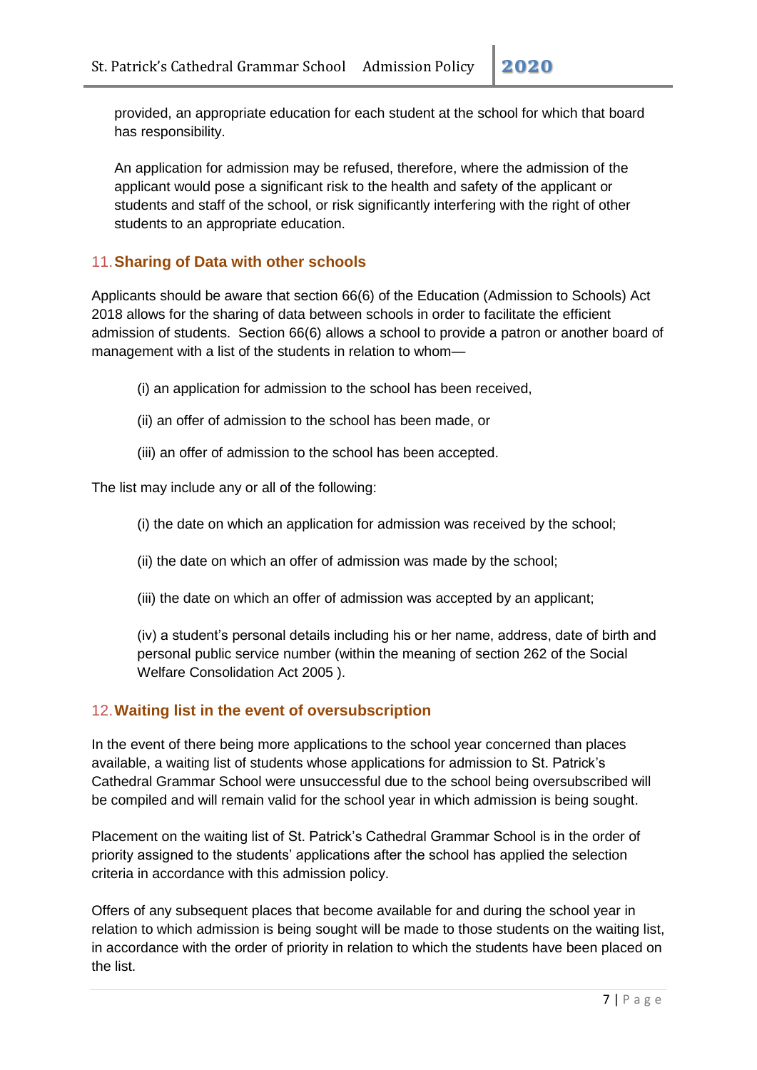provided, an appropriate education for each student at the school for which that board has responsibility.

An application for admission may be refused, therefore, where the admission of the applicant would pose a significant risk to the health and safety of the applicant or students and staff of the school, or risk significantly interfering with the right of other students to an appropriate education.

## 11. Sharing of Data with other schools

Applicants should be aware that section 66(6) of the Education (Admission to Schools) Act 2018 allows for the sharing of data between schools in order to facilitate the efficient admission of students. Section 66(6) allows a school to provide a patron or another board of management with a list of the students in relation to whom—

(i) an application for admission to the school has been received,

(ii) an offer of admission to the school has been made, or

(iii) an offer of admission to the school has been accepted.

The list may include any or all of the following:

(i) the date on which an application for admission was received by the school;

(ii) the date on which an offer of admission was made by the school;

(iii) the date on which an offer of admission was accepted by an applicant;

(iv) a student's personal details including his or her name, address, date of birth and personal public service number (within the meaning of section 262 of the Social Welfare Consolidation Act 2005 ).

## 12. Waiting list in the event of oversubscription

In the event of there being more applications to the school year concerned than places available, a waiting list of students whose applications for admission to St. Patrick's Cathedral Grammar School were unsuccessful due to the school being oversubscribed will be compiled and will remain valid for the school year in which admission is being sought.

Placement on the waiting list of St. Patrick's Cathedral Grammar School is in the order of priority assigned to the students' applications after the school has applied the selection criteria in accordance with this admission policy.

Offers of any subsequent places that become available for and during the school year in relation to which admission is being sought will be made to those students on the waiting list, in accordance with the order of priority in relation to which the students have been placed on the list.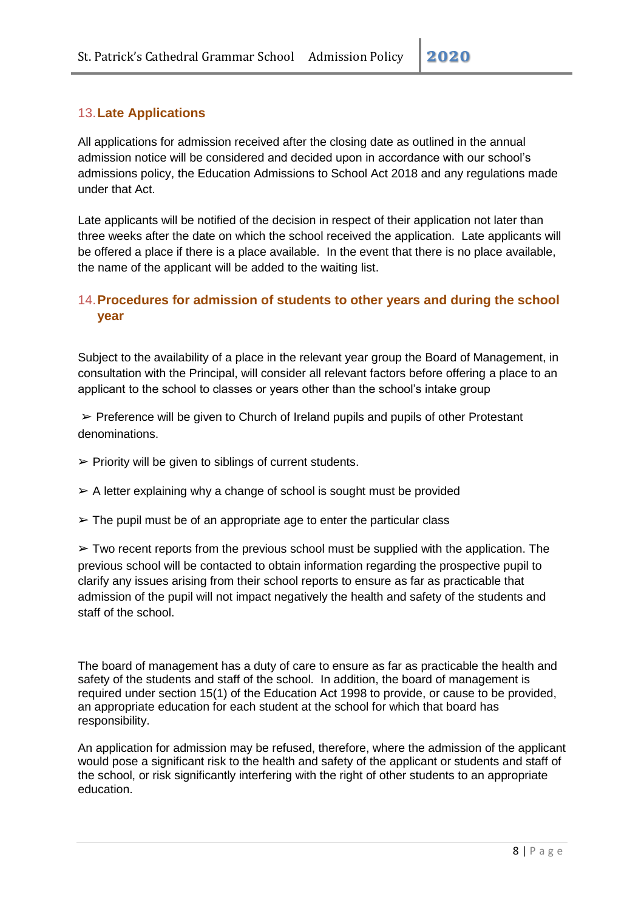## 13. Late Applications

All applications for admission received after the closing date as outlined in the annual admission notice will be considered and decided upon in accordance with our school's admissions policy, the Education Admissions to School Act 2018 and any regulations made under that Act.

Late applicants will be notified of the decision in respect of their application not later than three weeks after the date on which the school received the application. Late applicants will be offered a place if there is a place available. In the event that there is no place available, the name of the applicant will be added to the waiting list.

## 14. Procedures for admission of students to other years and during the school year

Subject to the availability of a place in the relevant year group the Board of Management, in consultation with the Principal, will consider all relevant factors before offering a place to an applicant to the school to classes or years other than the school's intake group

➢ Preference will be given to Church of Ireland pupils and pupils of other Protestant denominations.

➢ Priority will be given to siblings of current students.

➢ A letter explaining why a change of school is sought must be provided

➢ The pupil must be of an appropriate age to enter the particular class

➢ Two recent reports from the previous school must be supplied with the application. The previous school will be contacted to obtain information regarding the prospective pupil to clarify any issues arising from their school reports to ensure as far as practicable that admission of the pupil will not impact negatively the health and safety of the students and staff of the school.

The board of management has a duty of care to ensure as far as practicable the health and safety of the students and staff of the school. In addition, the board of management is required under section 15(1) of the Education Act 1998 to provide, or cause to be provided, an appropriate education for each student at the school for which that board has responsibility.

An application for admission may be refused, therefore, where the admission of the applicant would pose a significant risk to the health and safety of the applicant or students and staff of the school, or risk significantly interfering with the right of other students to an appropriate education.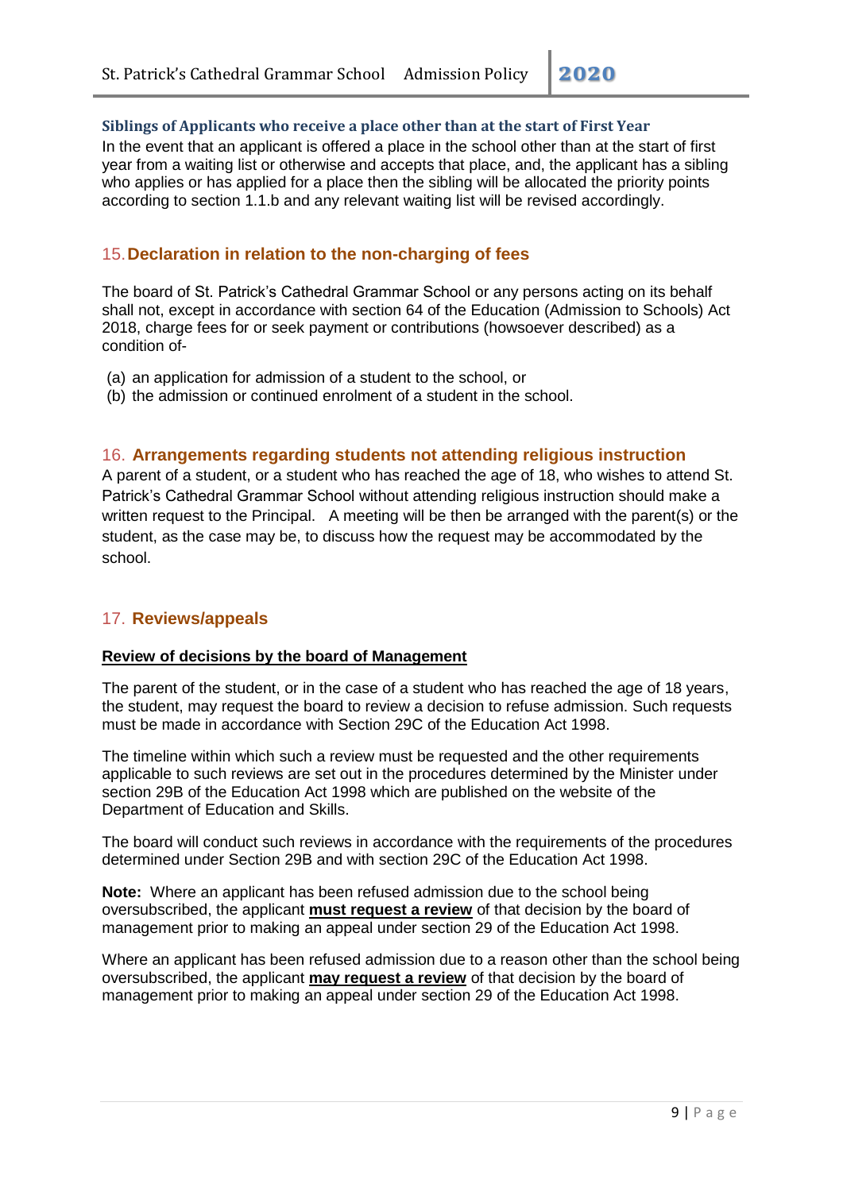### Siblings of Applicants who receive a place other than at the start of First Year

In the event that an applicant is offered a place in the school other than at the start of first year from a waiting list or otherwise and accepts that place, and, the applicant has a sibling who applies or has applied for a place then the sibling will be allocated the priority points according to section 1.1.b and any relevant waiting list will be revised accordingly.

## 15. Declaration in relation to the non-charging of fees

The board of St. Patrick's Cathedral Grammar School or any persons acting on its behalf shall not, except in accordance with section 64 of the Education (Admission to Schools) Act 2018, charge fees for or seek payment or contributions (howsoever described) as a condition of-

(a) an application for admission of a student to the school, or
(b) the admission or continued enrolment of a student in the school.

## 16. Arrangements regarding students not attending religious instruction

A parent of a student, or a student who has reached the age of 18, who wishes to attend St. Patrick's Cathedral Grammar School without attending religious instruction should make a written request to the Principal. A meeting will be then be arranged with the parent(s) or the student, as the case may be, to discuss how the request may be accommodated by the school.

## 17. Reviews/appeals

**Review of decisions by the board of Management**

The parent of the student, or in the case of a student who has reached the age of 18 years, the student, may request the board to review a decision to refuse admission. Such requests must be made in accordance with Section 29C of the Education Act 1998.

The timeline within which such a review must be requested and the other requirements applicable to such reviews are set out in the procedures determined by the Minister under section 29B of the Education Act 1998 which are published on the website of the Department of Education and Skills.

The board will conduct such reviews in accordance with the requirements of the procedures determined under Section 29B and with section 29C of the Education Act 1998.

**Note:** Where an applicant has been refused admission due to the school being oversubscribed, the applicant **must request a review** of that decision by the board of management prior to making an appeal under section 29 of the Education Act 1998.

Where an applicant has been refused admission due to a reason other than the school being oversubscribed, the applicant **may request a review** of that decision by the board of management prior to making an appeal under section 29 of the Education Act 1998.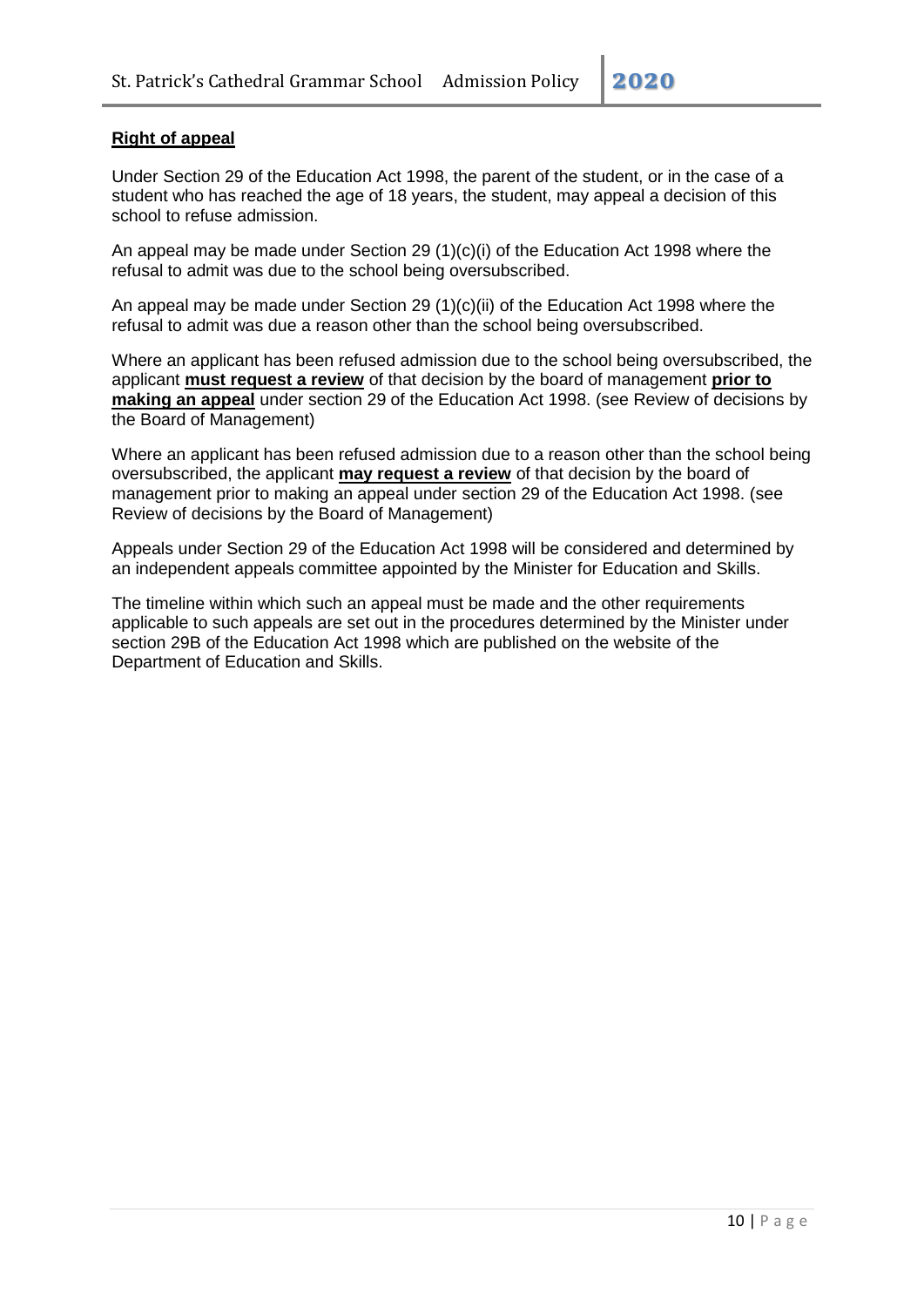**Right of appeal**

Under Section 29 of the Education Act 1998, the parent of the student, or in the case of a student who has reached the age of 18 years, the student, may appeal a decision of this school to refuse admission.

An appeal may be made under Section 29 (1)(c)(i) of the Education Act 1998 where the refusal to admit was due to the school being oversubscribed.

An appeal may be made under Section 29 (1)(c)(ii) of the Education Act 1998 where the refusal to admit was due a reason other than the school being oversubscribed.

Where an applicant has been refused admission due to the school being oversubscribed, the applicant **must request a review** of that decision by the board of management **prior to making an appeal** under section 29 of the Education Act 1998. (see Review of decisions by the Board of Management)

Where an applicant has been refused admission due to a reason other than the school being oversubscribed, the applicant **may request a review** of that decision by the board of management prior to making an appeal under section 29 of the Education Act 1998. (see Review of decisions by the Board of Management)

Appeals under Section 29 of the Education Act 1998 will be considered and determined by an independent appeals committee appointed by the Minister for Education and Skills.

The timeline within which such an appeal must be made and the other requirements applicable to such appeals are set out in the procedures determined by the Minister under section 29B of the Education Act 1998 which are published on the website of the Department of Education and Skills.